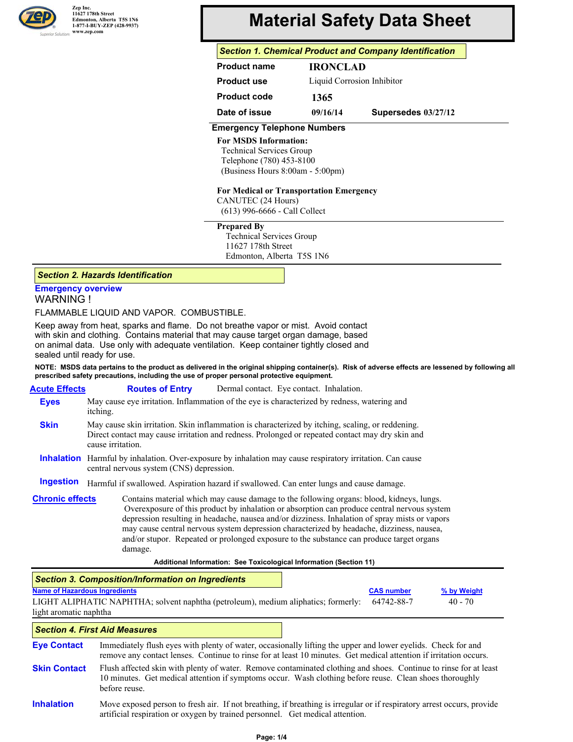Zep Inc.
11627 178th Street
Edmonton, Alberta T5S 1N6
1-877-I-BUY-ZEP (428-9937)
www.zep.com

# Material Safety Data Sheet

## Section 1. Chemical Product and Company Identification

| | |
|---|---|
| **Product name** | **IRONCLAD** |
| **Product use** | Liquid Corrosion Inhibitor |
| **Product code** | **1365** |
| **Date of issue** | **09/16/14** **Supersedes 03/27/12** |

### Emergency Telephone Numbers

**For MSDS Information:**
Technical Services Group
Telephone (780) 453-8100
(Business Hours 8:00am - 5:00pm)

**For Medical or Transportation Emergency**
CANUTEC (24 Hours)
(613) 996-6666 - Call Collect

**Prepared By**
Technical Services Group
11627 178th Street
Edmonton, Alberta T5S 1N6

## Section 2. Hazards Identification

### Emergency overview

WARNING !

FLAMMABLE LIQUID AND VAPOR. COMBUSTIBLE.

Keep away from heat, sparks and flame. Do not breathe vapor or mist. Avoid contact with skin and clothing. Contains material that may cause target organ damage, based on animal data. Use only with adequate ventilation. Keep container tightly closed and sealed until ready for use.

**NOTE: MSDS data pertains to the product as delivered in the original shipping container(s). Risk of adverse effects are lessened by following all prescribed safety precautions, including the use of proper personal protective equipment.**

### Acute Effects

**Routes of Entry** Dermal contact. Eye contact. Inhalation.

**Eyes** May cause eye irritation. Inflammation of the eye is characterized by redness, watering and itching.

**Skin** May cause skin irritation. Skin inflammation is characterized by itching, scaling, or reddening. Direct contact may cause irritation and redness. Prolonged or repeated contact may dry skin and cause irritation.

**Inhalation** Harmful by inhalation. Over-exposure by inhalation may cause respiratory irritation. Can cause central nervous system (CNS) depression.

**Ingestion** Harmful if swallowed. Aspiration hazard if swallowed. Can enter lungs and cause damage.

### Chronic effects

Contains material which may cause damage to the following organs: blood, kidneys, lungs. Overexposure of this product by inhalation or absorption can produce central nervous system depression resulting in headache, nausea and/or dizziness. Inhalation of spray mists or vapors may cause central nervous system depression characterized by headache, dizziness, nausea, and/or stupor. Repeated or prolonged exposure to the substance can produce target organs damage.

**Additional Information: See Toxicological Information (Section 11)**

## Section 3. Composition/Information on Ingredients

| Name of Hazardous Ingredients | CAS number | % by Weight |
|---|---|---|
| LIGHT ALIPHATIC NAPHTHA; solvent naphtha (petroleum), medium aliphatics; formerly: light aromatic naphtha | 64742-88-7 | 40 - 70 |

## Section 4. First Aid Measures

**Eye Contact** Immediately flush eyes with plenty of water, occasionally lifting the upper and lower eyelids. Check for and remove any contact lenses. Continue to rinse for at least 10 minutes. Get medical attention if irritation occurs.

**Skin Contact** Flush affected skin with plenty of water. Remove contaminated clothing and shoes. Continue to rinse for at least 10 minutes. Get medical attention if symptoms occur. Wash clothing before reuse. Clean shoes thoroughly before reuse.

**Inhalation** Move exposed person to fresh air. If not breathing, if breathing is irregular or if respiratory arrest occurs, provide artificial respiration or oxygen by trained personnel. Get medical attention.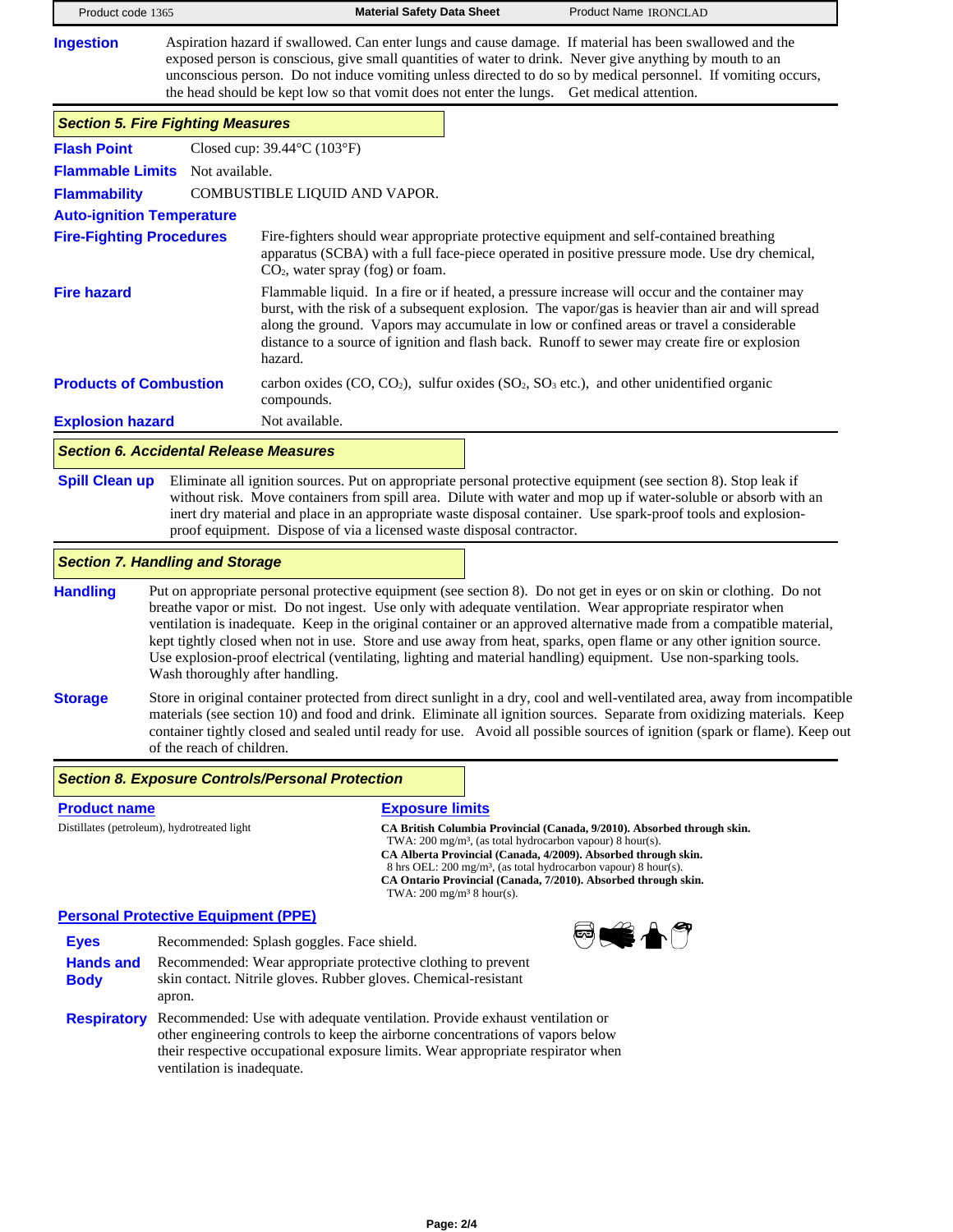**Ingestion** Aspiration hazard if swallowed. Can enter lungs and cause damage. If material has been swallowed and the exposed person is conscious, give small quantities of water to drink. Never give anything by mouth to an unconscious person. Do not induce vomiting unless directed to do so by medical personnel. If vomiting occurs, the head should be kept low so that vomit does not enter the lungs. Get medical attention.

## Section 5. Fire Fighting Measures

**Flash Point** Closed cup: 39.44°C (103°F)

**Flammable Limits** Not available.

**Flammability** COMBUSTIBLE LIQUID AND VAPOR.

**Auto-ignition Temperature**

**Fire-Fighting Procedures** Fire-fighters should wear appropriate protective equipment and self-contained breathing apparatus (SCBA) with a full face-piece operated in positive pressure mode. Use dry chemical, $CO_2$, water spray (fog) or foam.

**Fire hazard** Flammable liquid. In a fire or if heated, a pressure increase will occur and the container may burst, with the risk of a subsequent explosion. The vapor/gas is heavier than air and will spread along the ground. Vapors may accumulate in low or confined areas or travel a considerable distance to a source of ignition and flash back. Runoff to sewer may create fire or explosion hazard.

**Products of Combustion** carbon oxides ($CO$, $CO_2$), sulfur oxides ($SO_2$, $SO_3$ etc.), and other unidentified organic compounds.

**Explosion hazard** Not available.

## Section 6. Accidental Release Measures

**Spill Clean up** Eliminate all ignition sources. Put on appropriate personal protective equipment (see section 8). Stop leak if without risk. Move containers from spill area. Dilute with water and mop up if water-soluble or absorb with an inert dry material and place in an appropriate waste disposal container. Use spark-proof tools and explosion-proof equipment. Dispose of via a licensed waste disposal contractor.

## Section 7. Handling and Storage

**Handling** Put on appropriate personal protective equipment (see section 8). Do not get in eyes or on skin or clothing. Do not breathe vapor or mist. Do not ingest. Use only with adequate ventilation. Wear appropriate respirator when ventilation is inadequate. Keep in the original container or an approved alternative made from a compatible material, kept tightly closed when not in use. Store and use away from heat, sparks, open flame or any other ignition source. Use explosion-proof electrical (ventilating, lighting and material handling) equipment. Use non-sparking tools. Wash thoroughly after handling.

**Storage** Store in original container protected from direct sunlight in a dry, cool and well-ventilated area, away from incompatible materials (see section 10) and food and drink. Eliminate all ignition sources. Separate from oxidizing materials. Keep container tightly closed and sealed until ready for use. Avoid all possible sources of ignition (spark or flame). Keep out of the reach of children.

## Section 8. Exposure Controls/Personal Protection

| Product name | Exposure limits |
|---|---|
| Distillates (petroleum), hydrotreated light | **CA British Columbia Provincial (Canada, 9/2010). Absorbed through skin.** TWA: 200 mg/m³, (as total hydrocarbon vapour) 8 hour(s).<br>**CA Alberta Provincial (Canada, 4/2009). Absorbed through skin.** 8 hrs OEL: 200 mg/m³, (as total hydrocarbon vapour) 8 hour(s).<br>**CA Ontario Provincial (Canada, 7/2010). Absorbed through skin.** TWA: 200 mg/m³ 8 hour(s). |

### Personal Protective Equipment (PPE)

**Eyes** Recommended: Splash goggles. Face shield.

**Hands and Body** Recommended: Wear appropriate protective clothing to prevent skin contact. Nitrile gloves. Rubber gloves. Chemical-resistant apron.

**Respiratory** Recommended: Use with adequate ventilation. Provide exhaust ventilation or other engineering controls to keep the airborne concentrations of vapors below their respective occupational exposure limits. Wear appropriate respirator when ventilation is inadequate.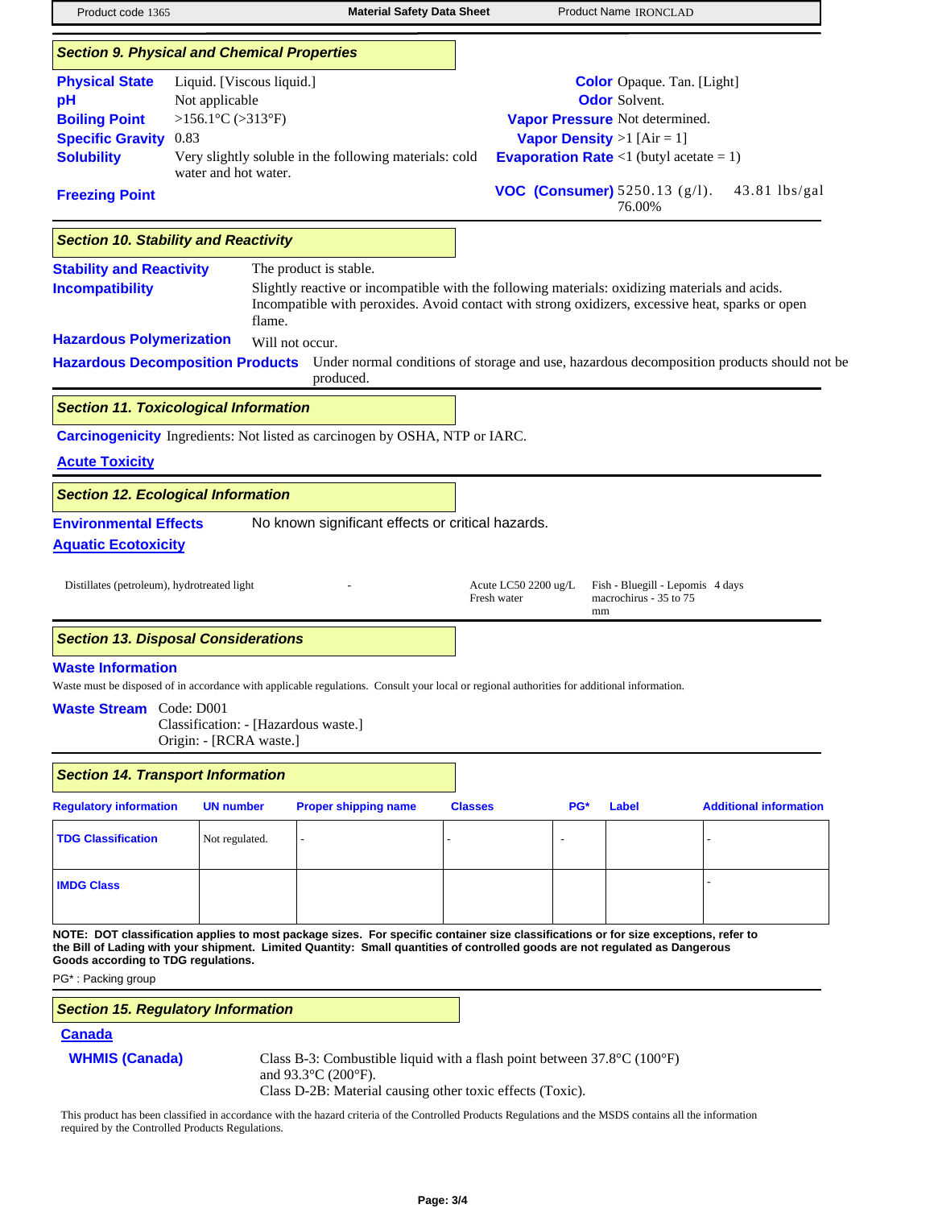## Section 9. Physical and Chemical Properties

| | | | |
|---|---|---|---|
| **Physical State** | Liquid. [Viscous liquid.] | **Color** | Opaque. Tan. [Light] |
| **pH** | Not applicable | **Odor** | Solvent. |
| **Boiling Point** | >156.1°C (>313°F) | **Vapor Pressure** | Not determined. |
| **Specific Gravity** | 0.83 | **Vapor Density** | >1 [Air = 1] |
| **Solubility** | Very slightly soluble in the following materials: cold water and hot water. | **Evaporation Rate** | <1 (butyl acetate = 1) |
| **Freezing Point** | | **VOC (Consumer)** | 5250.13 (g/l). 43.81 lbs/gal 76.00% |

## Section 10. Stability and Reactivity

**Stability and Reactivity** The product is stable.

**Incompatibility** Slightly reactive or incompatible with the following materials: oxidizing materials and acids. Incompatible with peroxides. Avoid contact with strong oxidizers, excessive heat, sparks or open flame.

**Hazardous Polymerization** Will not occur.

**Hazardous Decomposition Products** Under normal conditions of storage and use, hazardous decomposition products should not be produced.

## Section 11. Toxicological Information

**Carcinogenicity** Ingredients: Not listed as carcinogen by OSHA, NTP or IARC.

**Acute Toxicity**

## Section 12. Ecological Information

**Environmental Effects** No known significant effects or critical hazards.

**Aquatic Ecotoxicity**

| | | | | |
|---|---|---|---|---|
| Distillates (petroleum), hydrotreated light | - | Acute LC50 2200 ug/L Fresh water | Fish - Bluegill - Lepomis macrochirus - 35 to 75 mm | 4 days |

## Section 13. Disposal Considerations

**Waste Information**

Waste must be disposed of in accordance with applicable regulations. Consult your local or regional authorities for additional information.

**Waste Stream** Code: D001
Classification: - [Hazardous waste.]
Origin: - [RCRA waste.]

## Section 14. Transport Information

| Regulatory information | UN number | Proper shipping name | Classes | PG* | Label | Additional information |
|---|---|---|---|---|---|---|
| TDG Classification | Not regulated. | - | - | - | | - |
| IMDG Class | | | | | | - |

**NOTE: DOT classification applies to most package sizes. For specific container size classifications or for size exceptions, refer to the Bill of Lading with your shipment. Limited Quantity: Small quantities of controlled goods are not regulated as Dangerous Goods according to TDG regulations.**

PG* : Packing group

## Section 15. Regulatory Information

**Canada**

**WHMIS (Canada)** Class B-3: Combustible liquid with a flash point between 37.8°C (100°F) and 93.3°C (200°F).
Class D-2B: Material causing other toxic effects (Toxic).

This product has been classified in accordance with the hazard criteria of the Controlled Products Regulations and the MSDS contains all the information required by the Controlled Products Regulations.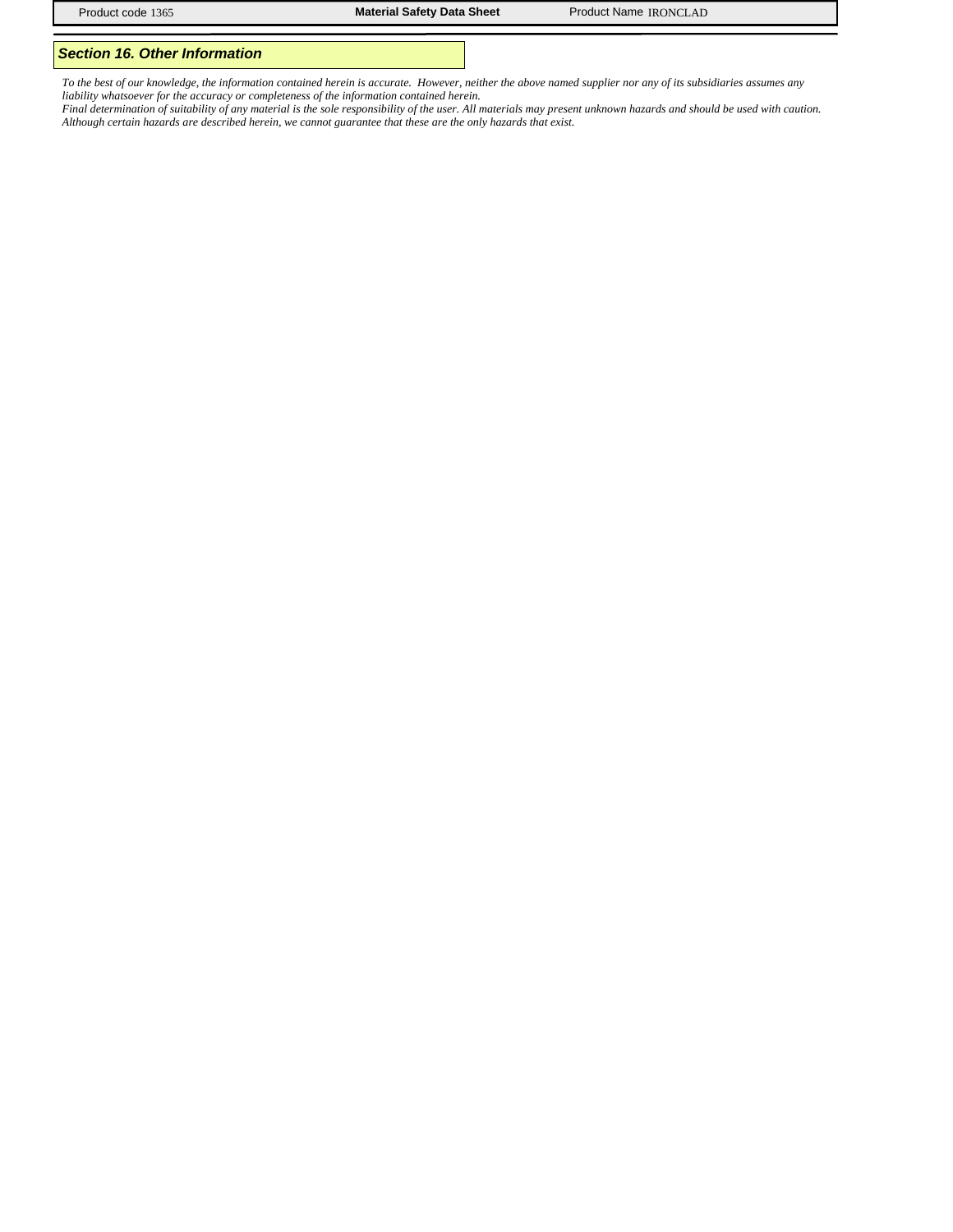## *Section 16. Other Information*

*To the best of our knowledge, the information contained herein is accurate. However, neither the above named supplier nor any of its subsidiaries assumes any liability whatsoever for the accuracy or completeness of the information contained herein.*
*Final determination of suitability of any material is the sole responsibility of the user. All materials may present unknown hazards and should be used with caution. Although certain hazards are described herein, we cannot guarantee that these are the only hazards that exist.*